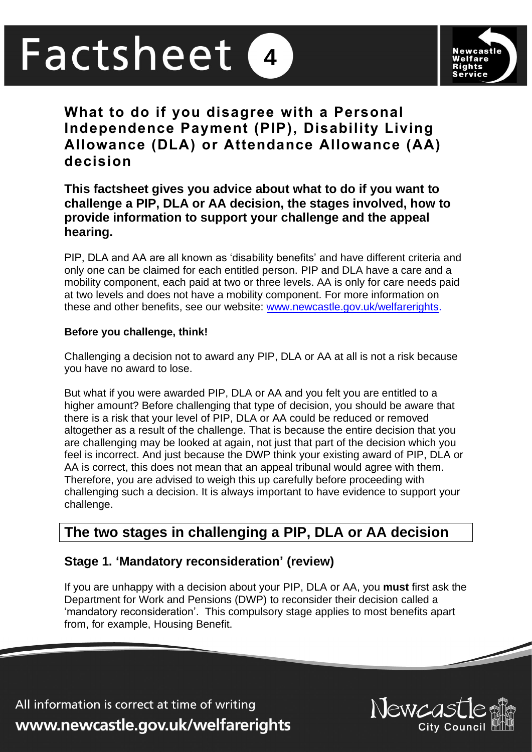# Factsheet 4

## What to do if you disagree with a Personal Independence Payment (PIP), Disability Living Allowance (DLA) or Attendance Allowance (AA) decision

**This factsheet gives you advice about what to do if you want to challenge a PIP, DLA or AA decision, the stages involved, how to provide information to support your challenge and the appeal hearing.**

PIP, DLA and AA are all known as 'disability benefits' and have different criteria and only one can be claimed for each entitled person. PIP and DLA have a care and a mobility component, each paid at two or three levels. AA is only for care needs paid at two levels and does not have a mobility component. For more information on these and other benefits, see our website: www.newcastle.gov.uk/welfarerights.

**Before you challenge, think!**

Challenging a decision not to award any PIP, DLA or AA at all is not a risk because you have no award to lose.

But what if you were awarded PIP, DLA or AA and you felt you are entitled to a higher amount? Before challenging that type of decision, you should be aware that there is a risk that your level of PIP, DLA or AA could be reduced or removed altogether as a result of the challenge. That is because the entire decision that you are challenging may be looked at again, not just that part of the decision which you feel is incorrect. And just because the DWP think your existing award of PIP, DLA or AA is correct, this does not mean that an appeal tribunal would agree with them. Therefore, you are advised to weigh this up carefully before proceeding with challenging such a decision. It is always important to have evidence to support your challenge.

## The two stages in challenging a PIP, DLA or AA decision

### Stage 1. 'Mandatory reconsideration' (review)

If you are unhappy with a decision about your PIP, DLA or AA, you **must** first ask the Department for Work and Pensions (DWP) to reconsider their decision called a 'mandatory reconsideration'. This compulsory stage applies to most benefits apart from, for example, Housing Benefit.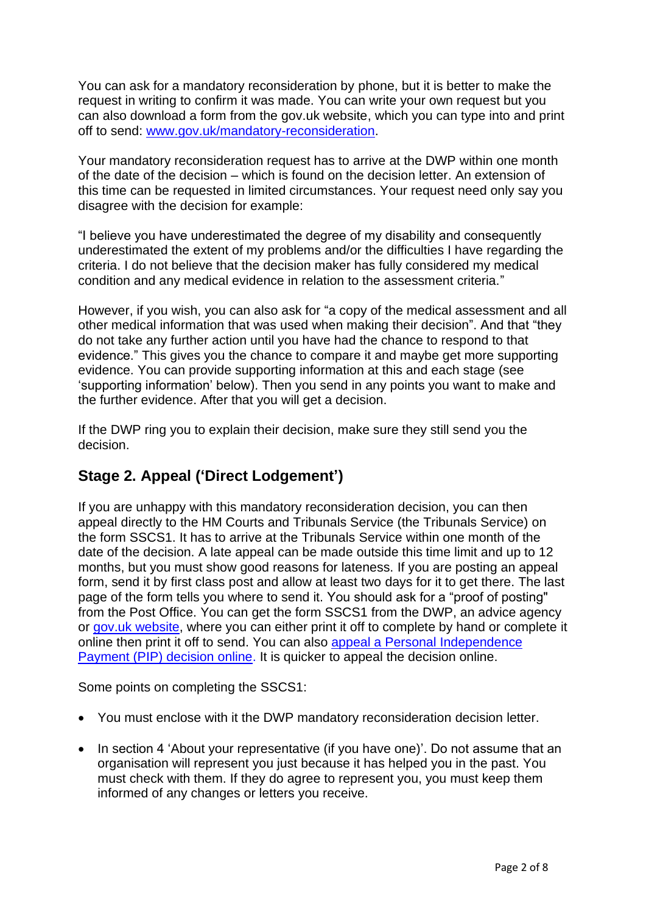You can ask for a mandatory reconsideration by phone, but it is better to make the request in writing to confirm it was made. You can write your own request but you can also download a form from the gov.uk website, which you can type into and print off to send: [www.gov.uk/mandatory-reconsideration](www.gov.uk/mandatory-reconsideration).

Your mandatory reconsideration request has to arrive at the DWP within one month of the date of the decision – which is found on the decision letter. An extension of this time can be requested in limited circumstances. Your request need only say you disagree with the decision for example:

"I believe you have underestimated the degree of my disability and consequently underestimated the extent of my problems and/or the difficulties I have regarding the criteria. I do not believe that the decision maker has fully considered my medical condition and any medical evidence in relation to the assessment criteria."

However, if you wish, you can also ask for "a copy of the medical assessment and all other medical information that was used when making their decision". And that "they do not take any further action until you have had the chance to respond to that evidence." This gives you the chance to compare it and maybe get more supporting evidence. You can provide supporting information at this and each stage (see 'supporting information' below). Then you send in any points you want to make and the further evidence. After that you will get a decision.

If the DWP ring you to explain their decision, make sure they still send you the decision.

## Stage 2. Appeal ('Direct Lodgement')

If you are unhappy with this mandatory reconsideration decision, you can then appeal directly to the HM Courts and Tribunals Service (the Tribunals Service) on the form SSCS1. It has to arrive at the Tribunals Service within one month of the date of the decision. A late appeal can be made outside this time limit and up to 12 months, but you must show good reasons for lateness. If you are posting an appeal form, send it by first class post and allow at least two days for it to get there. The last page of the form tells you where to send it. You should ask for a "proof of posting" from the Post Office. You can get the form SSCS1 from the DWP, an advice agency or gov.uk website, where you can either print it off to complete by hand or complete it online then print it off to send. You can also appeal a Personal Independence Payment (PIP) decision online. It is quicker to appeal the decision online.

Some points on completing the SSCS1:

- You must enclose with it the DWP mandatory reconsideration decision letter.
- In section 4 'About your representative (if you have one)'. Do not assume that an organisation will represent you just because it has helped you in the past. You must check with them. If they do agree to represent you, you must keep them informed of any changes or letters you receive.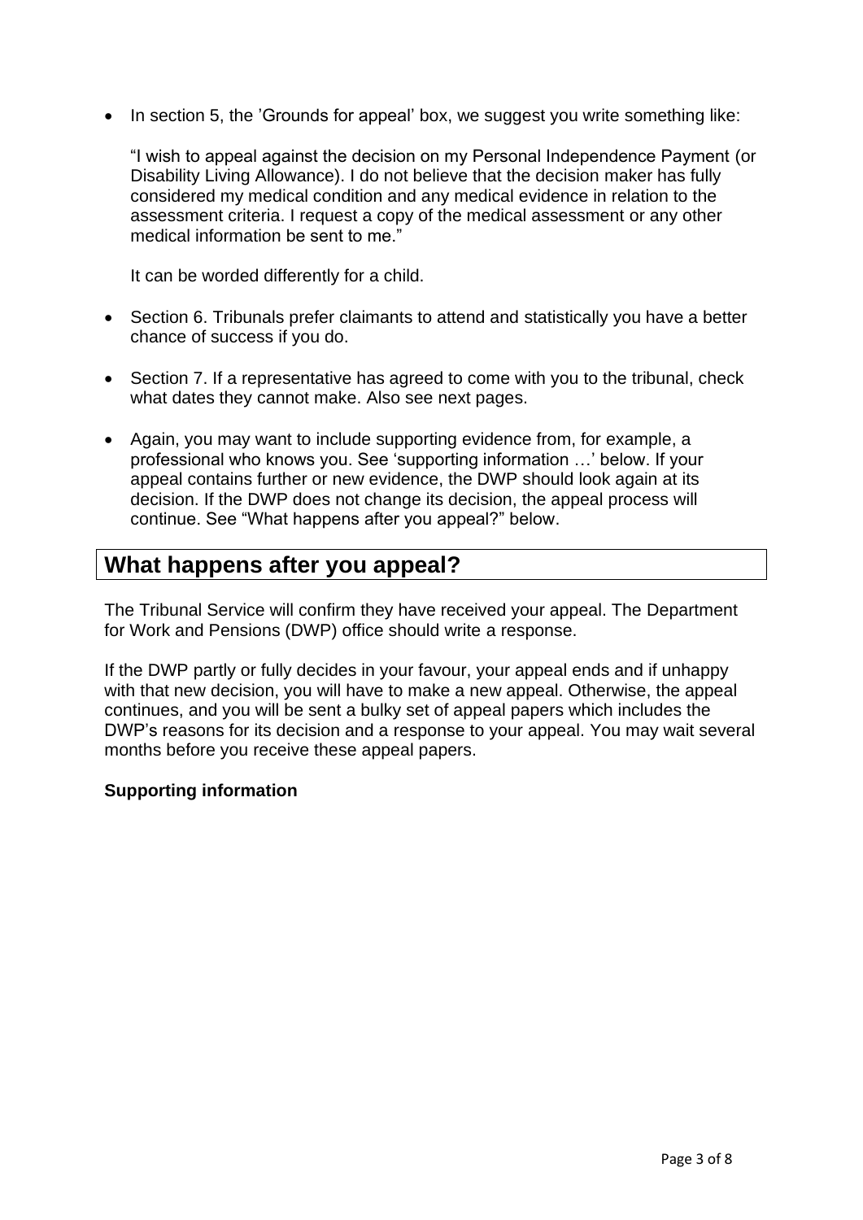- In section 5, the 'Grounds for appeal' box, we suggest you write something like:

  "I wish to appeal against the decision on my Personal Independence Payment (or Disability Living Allowance). I do not believe that the decision maker has fully considered my medical condition and any medical evidence in relation to the assessment criteria. I request a copy of the medical assessment or any other medical information be sent to me."

  It can be worded differently for a child.

- Section 6. Tribunals prefer claimants to attend and statistically you have a better chance of success if you do.

- Section 7. If a representative has agreed to come with you to the tribunal, check what dates they cannot make. Also see next pages.

- Again, you may want to include supporting evidence from, for example, a professional who knows you. See 'supporting information …' below. If your appeal contains further or new evidence, the DWP should look again at its decision. If the DWP does not change its decision, the appeal process will continue. See "What happens after you appeal?" below.

## What happens after you appeal?

The Tribunal Service will confirm they have received your appeal. The Department for Work and Pensions (DWP) office should write a response.

If the DWP partly or fully decides in your favour, your appeal ends and if unhappy with that new decision, you will have to make a new appeal. Otherwise, the appeal continues, and you will be sent a bulky set of appeal papers which includes the DWP's reasons for its decision and a response to your appeal. You may wait several months before you receive these appeal papers.

**Supporting information**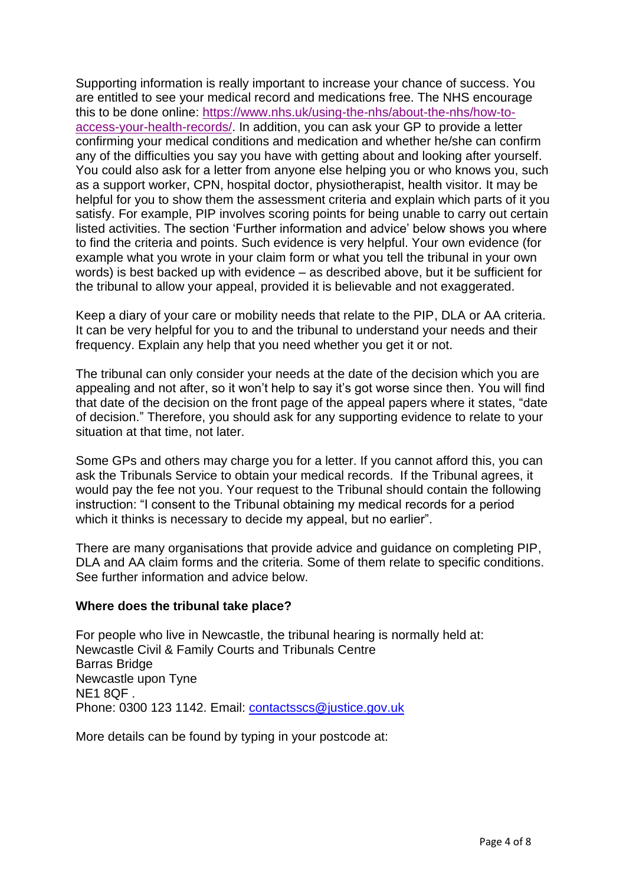Supporting information is really important to increase your chance of success. You are entitled to see your medical record and medications free. The NHS encourage this to be done online: [https://www.nhs.uk/using-the-nhs/about-the-nhs/how-to-access-your-health-records/](https://www.nhs.uk/using-the-nhs/about-the-nhs/how-to-access-your-health-records/). In addition, you can ask your GP to provide a letter confirming your medical conditions and medication and whether he/she can confirm any of the difficulties you say you have with getting about and looking after yourself. You could also ask for a letter from anyone else helping you or who knows you, such as a support worker, CPN, hospital doctor, physiotherapist, health visitor. It may be helpful for you to show them the assessment criteria and explain which parts of it you satisfy. For example, PIP involves scoring points for being unable to carry out certain listed activities. The section 'Further information and advice' below shows you where to find the criteria and points. Such evidence is very helpful. Your own evidence (for example what you wrote in your claim form or what you tell the tribunal in your own words) is best backed up with evidence – as described above, but it be sufficient for the tribunal to allow your appeal, provided it is believable and not exaggerated.

Keep a diary of your care or mobility needs that relate to the PIP, DLA or AA criteria. It can be very helpful for you to and the tribunal to understand your needs and their frequency. Explain any help that you need whether you get it or not.

The tribunal can only consider your needs at the date of the decision which you are appealing and not after, so it won't help to say it's got worse since then. You will find that date of the decision on the front page of the appeal papers where it states, "date of decision." Therefore, you should ask for any supporting evidence to relate to your situation at that time, not later.

Some GPs and others may charge you for a letter. If you cannot afford this, you can ask the Tribunals Service to obtain your medical records. If the Tribunal agrees, it would pay the fee not you. Your request to the Tribunal should contain the following instruction: "I consent to the Tribunal obtaining my medical records for a period which it thinks is necessary to decide my appeal, but no earlier".

There are many organisations that provide advice and guidance on completing PIP, DLA and AA claim forms and the criteria. Some of them relate to specific conditions. See further information and advice below.

**Where does the tribunal take place?**

For people who live in Newcastle, the tribunal hearing is normally held at:
Newcastle Civil & Family Courts and Tribunals Centre
Barras Bridge
Newcastle upon Tyne
NE1 8QF .
Phone: 0300 123 1142. Email: [contactsscs@justice.gov.uk](mailto:contactsscs@justice.gov.uk)

More details can be found by typing in your postcode at: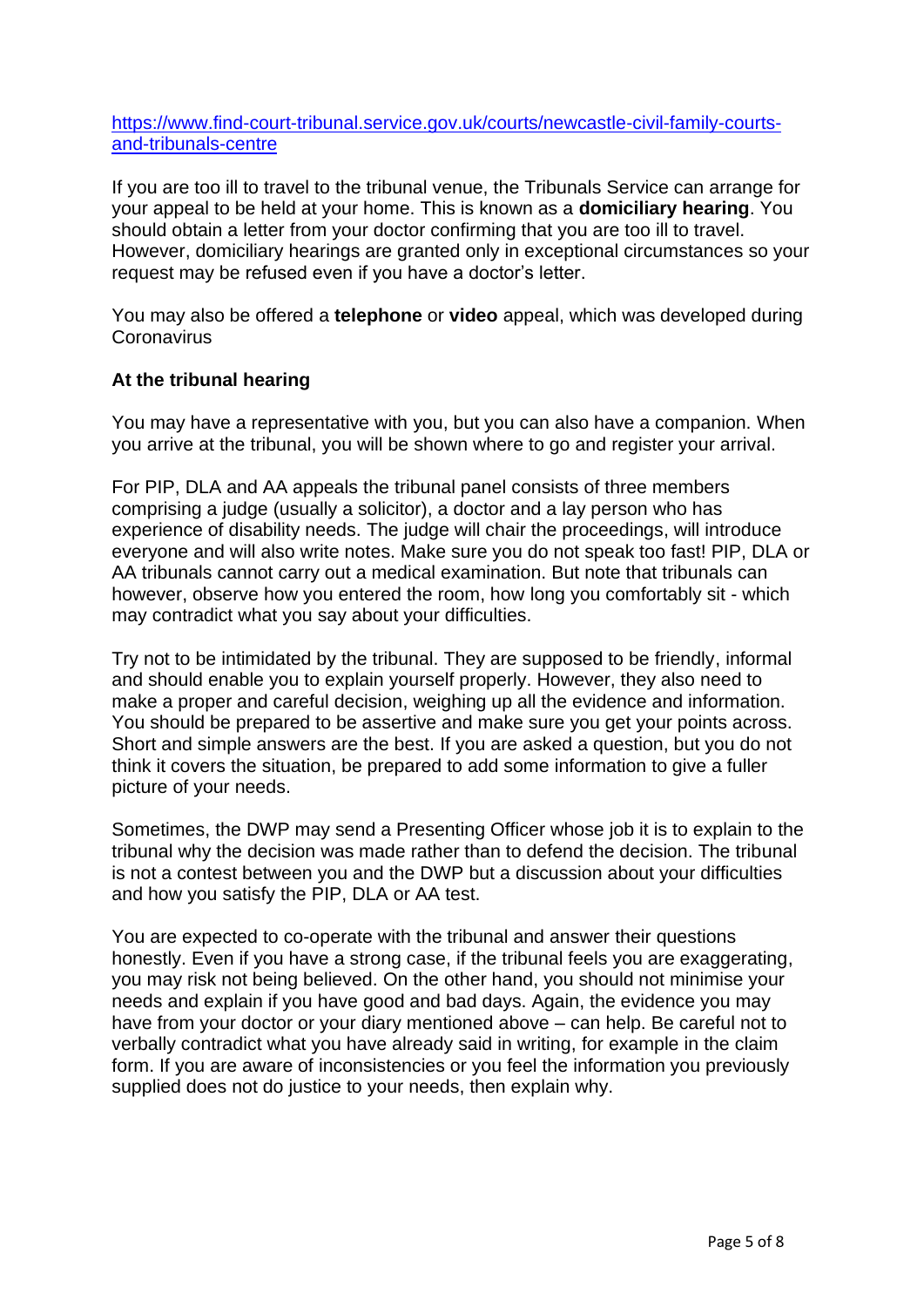[https://www.find-court-tribunal.service.gov.uk/courts/newcastle-civil-family-courts-and-tribunals-centre](https://www.find-court-tribunal.service.gov.uk/courts/newcastle-civil-family-courts-and-tribunals-centre)

If you are too ill to travel to the tribunal venue, the Tribunals Service can arrange for your appeal to be held at your home. This is known as a **domiciliary hearing**. You should obtain a letter from your doctor confirming that you are too ill to travel. However, domiciliary hearings are granted only in exceptional circumstances so your request may be refused even if you have a doctor's letter.

You may also be offered a **telephone** or **video** appeal, which was developed during Coronavirus

**At the tribunal hearing**

You may have a representative with you, but you can also have a companion. When you arrive at the tribunal, you will be shown where to go and register your arrival.

For PIP, DLA and AA appeals the tribunal panel consists of three members comprising a judge (usually a solicitor), a doctor and a lay person who has experience of disability needs. The judge will chair the proceedings, will introduce everyone and will also write notes. Make sure you do not speak too fast! PIP, DLA or AA tribunals cannot carry out a medical examination. But note that tribunals can however, observe how you entered the room, how long you comfortably sit - which may contradict what you say about your difficulties.

Try not to be intimidated by the tribunal. They are supposed to be friendly, informal and should enable you to explain yourself properly. However, they also need to make a proper and careful decision, weighing up all the evidence and information. You should be prepared to be assertive and make sure you get your points across. Short and simple answers are the best. If you are asked a question, but you do not think it covers the situation, be prepared to add some information to give a fuller picture of your needs.

Sometimes, the DWP may send a Presenting Officer whose job it is to explain to the tribunal why the decision was made rather than to defend the decision. The tribunal is not a contest between you and the DWP but a discussion about your difficulties and how you satisfy the PIP, DLA or AA test.

You are expected to co-operate with the tribunal and answer their questions honestly. Even if you have a strong case, if the tribunal feels you are exaggerating, you may risk not being believed. On the other hand, you should not minimise your needs and explain if you have good and bad days. Again, the evidence you may have from your doctor or your diary mentioned above – can help. Be careful not to verbally contradict what you have already said in writing, for example in the claim form. If you are aware of inconsistencies or you feel the information you previously supplied does not do justice to your needs, then explain why.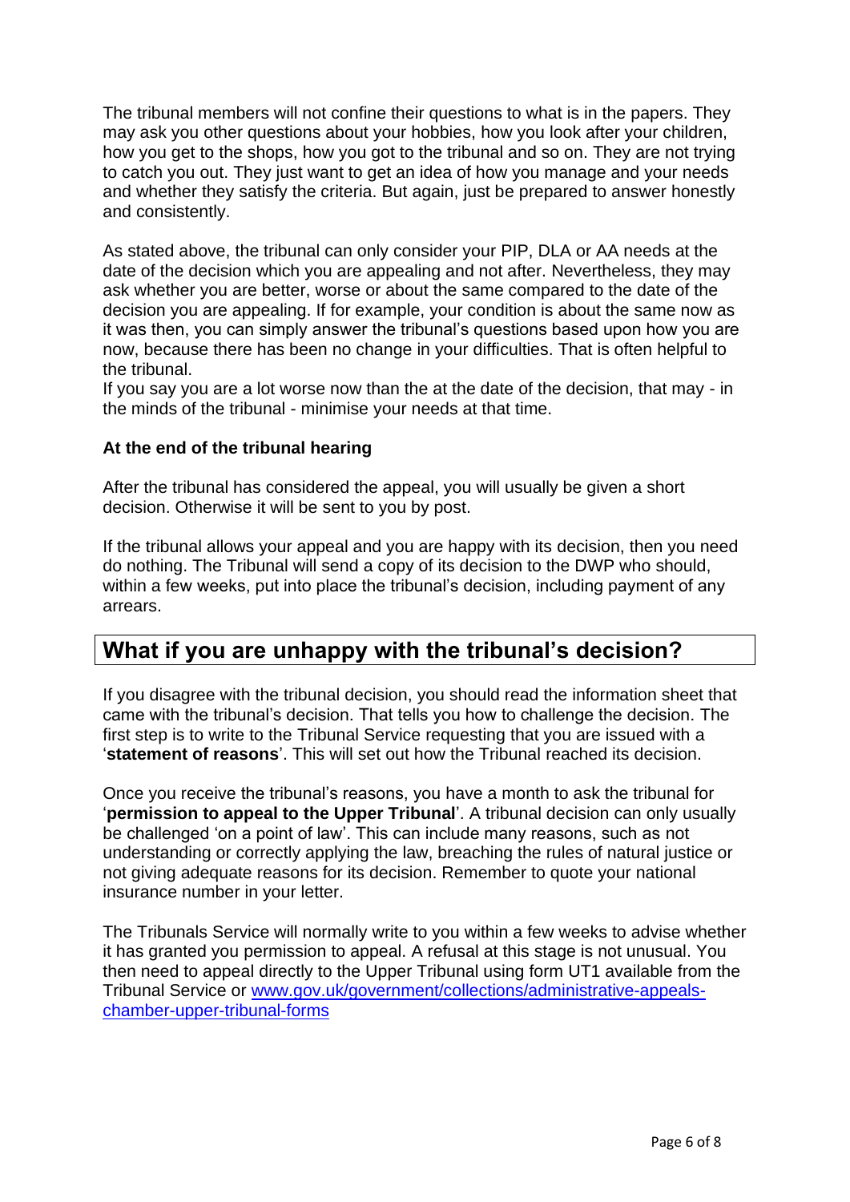The tribunal members will not confine their questions to what is in the papers. They may ask you other questions about your hobbies, how you look after your children, how you get to the shops, how you got to the tribunal and so on. They are not trying to catch you out. They just want to get an idea of how you manage and your needs and whether they satisfy the criteria. But again, just be prepared to answer honestly and consistently.

As stated above, the tribunal can only consider your PIP, DLA or AA needs at the date of the decision which you are appealing and not after. Nevertheless, they may ask whether you are better, worse or about the same compared to the date of the decision you are appealing. If for example, your condition is about the same now as it was then, you can simply answer the tribunal's questions based upon how you are now, because there has been no change in your difficulties. That is often helpful to the tribunal.
If you say you are a lot worse now than the at the date of the decision, that may - in the minds of the tribunal - minimise your needs at that time.

**At the end of the tribunal hearing**

After the tribunal has considered the appeal, you will usually be given a short decision. Otherwise it will be sent to you by post.

If the tribunal allows your appeal and you are happy with its decision, then you need do nothing. The Tribunal will send a copy of its decision to the DWP who should, within a few weeks, put into place the tribunal's decision, including payment of any arrears.

## What if you are unhappy with the tribunal's decision?

If you disagree with the tribunal decision, you should read the information sheet that came with the tribunal's decision. That tells you how to challenge the decision. The first step is to write to the Tribunal Service requesting that you are issued with a '**statement of reasons**'. This will set out how the Tribunal reached its decision.

Once you receive the tribunal's reasons, you have a month to ask the tribunal for '**permission to appeal to the Upper Tribunal**'. A tribunal decision can only usually be challenged 'on a point of law'. This can include many reasons, such as not understanding or correctly applying the law, breaching the rules of natural justice or not giving adequate reasons for its decision. Remember to quote your national insurance number in your letter.

The Tribunals Service will normally write to you within a few weeks to advise whether it has granted you permission to appeal. A refusal at this stage is not unusual. You then need to appeal directly to the Upper Tribunal using form UT1 available from the Tribunal Service or [www.gov.uk/government/collections/administrative-appeals-chamber-upper-tribunal-forms](www.gov.uk/government/collections/administrative-appeals-chamber-upper-tribunal-forms)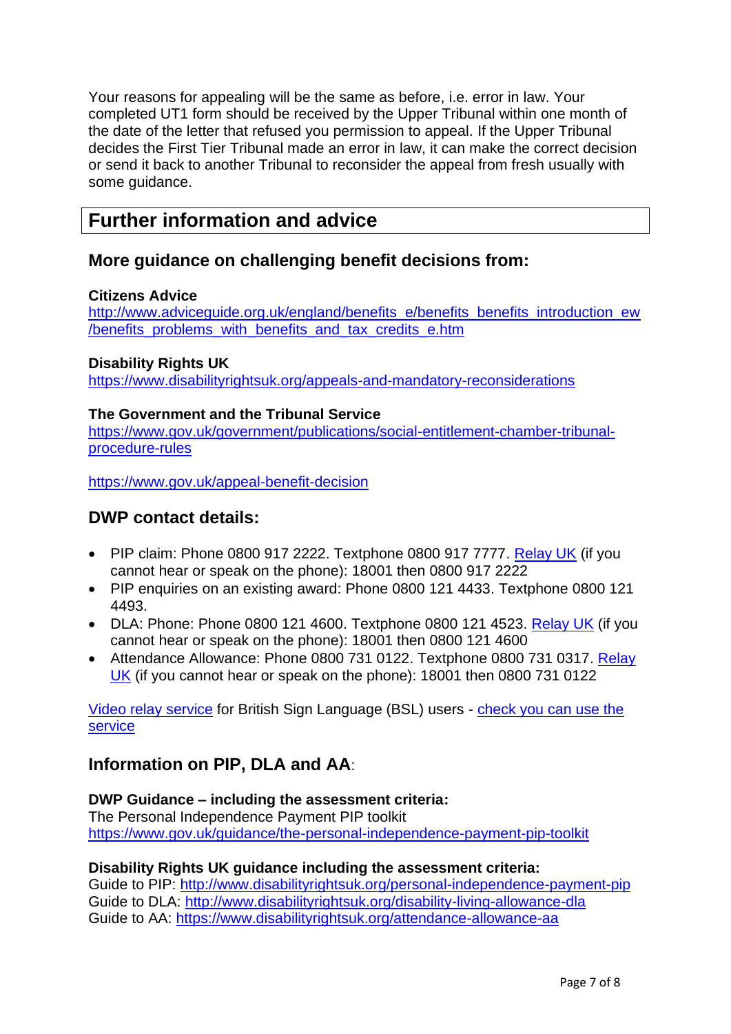Your reasons for appealing will be the same as before, i.e. error in law. Your completed UT1 form should be received by the Upper Tribunal within one month of the date of the letter that refused you permission to appeal. If the Upper Tribunal decides the First Tier Tribunal made an error in law, it can make the correct decision or send it back to another Tribunal to reconsider the appeal from fresh usually with some guidance.

# Further information and advice

## More guidance on challenging benefit decisions from:

**Citizens Advice**
http://www.adviceguide.org.uk/england/benefits_e/benefits_benefits_introduction_ew/benefits_problems_with_benefits_and_tax_credits_e.htm

**Disability Rights UK**
https://www.disabilityrightsuk.org/appeals-and-mandatory-reconsiderations

**The Government and the Tribunal Service**
https://www.gov.uk/government/publications/social-entitlement-chamber-tribunal-procedure-rules

https://www.gov.uk/appeal-benefit-decision

## DWP contact details:

- PIP claim: Phone 0800 917 2222. Textphone 0800 917 7777. Relay UK (if you cannot hear or speak on the phone): 18001 then 0800 917 2222
- PIP enquiries on an existing award: Phone 0800 121 4433. Textphone 0800 121 4493.
- DLA: Phone: Phone 0800 121 4600. Textphone 0800 121 4523. Relay UK (if you cannot hear or speak on the phone): 18001 then 0800 121 4600
- Attendance Allowance: Phone 0800 731 0122. Textphone 0800 731 0317. Relay UK (if you cannot hear or speak on the phone): 18001 then 0800 731 0122

Video relay service for British Sign Language (BSL) users - check you can use the service

## Information on PIP, DLA and AA:

**DWP Guidance – including the assessment criteria:**
The Personal Independence Payment PIP toolkit
https://www.gov.uk/guidance/the-personal-independence-payment-pip-toolkit

**Disability Rights UK guidance including the assessment criteria:**
Guide to PIP: http://www.disabilityrightsuk.org/personal-independence-payment-pip
Guide to DLA: http://www.disabilityrightsuk.org/disability-living-allowance-dla
Guide to AA: https://www.disabilityrightsuk.org/attendance-allowance-aa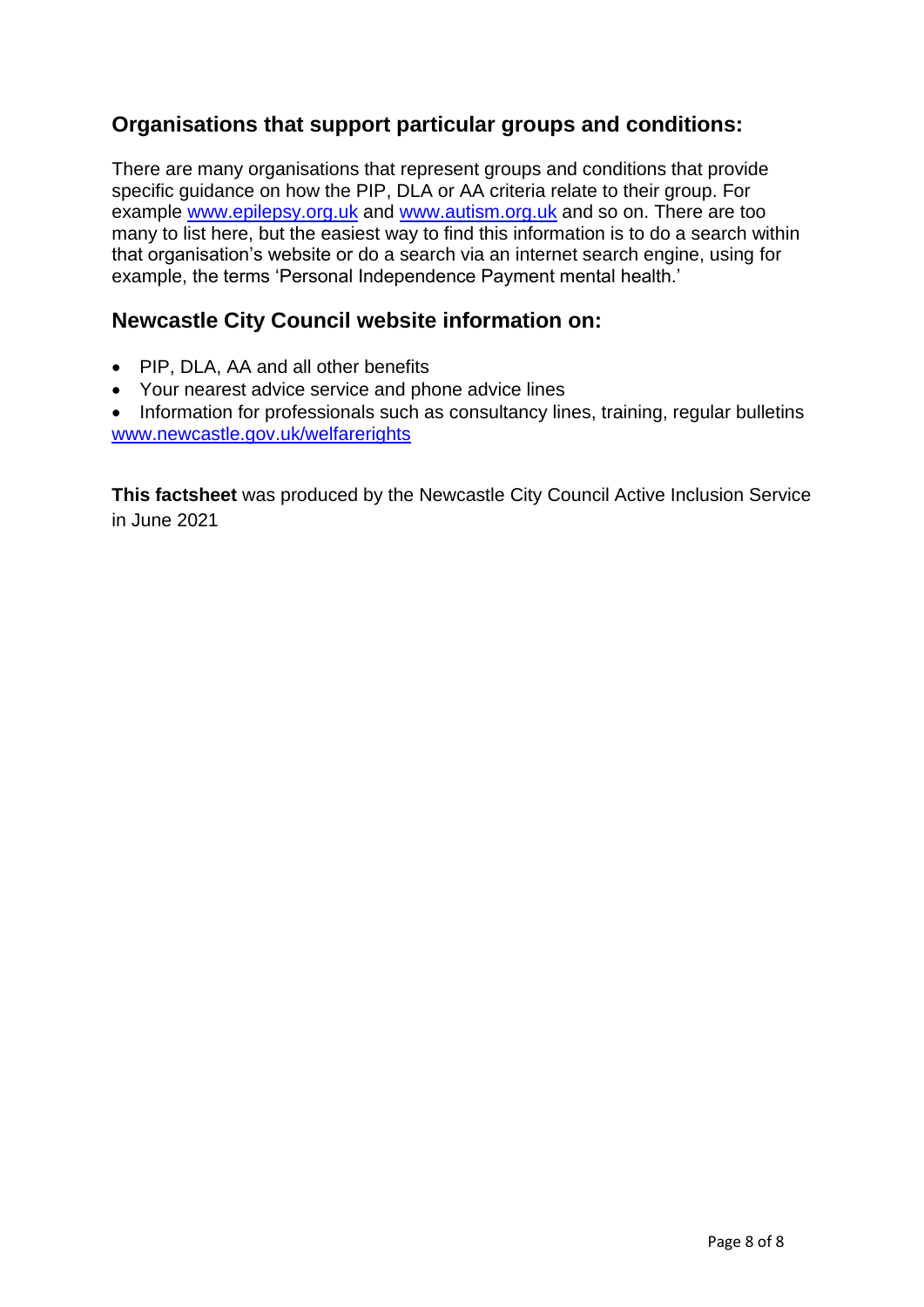## Organisations that support particular groups and conditions:

There are many organisations that represent groups and conditions that provide specific guidance on how the PIP, DLA or AA criteria relate to their group. For example www.epilepsy.org.uk and www.autism.org.uk and so on. There are too many to list here, but the easiest way to find this information is to do a search within that organisation's website or do a search via an internet search engine, using for example, the terms 'Personal Independence Payment mental health.'

## Newcastle City Council website information on:

- PIP, DLA, AA and all other benefits
- Your nearest advice service and phone advice lines
- Information for professionals such as consultancy lines, training, regular bulletins

www.newcastle.gov.uk/welfarerights

**This factsheet** was produced by the Newcastle City Council Active Inclusion Service in June 2021